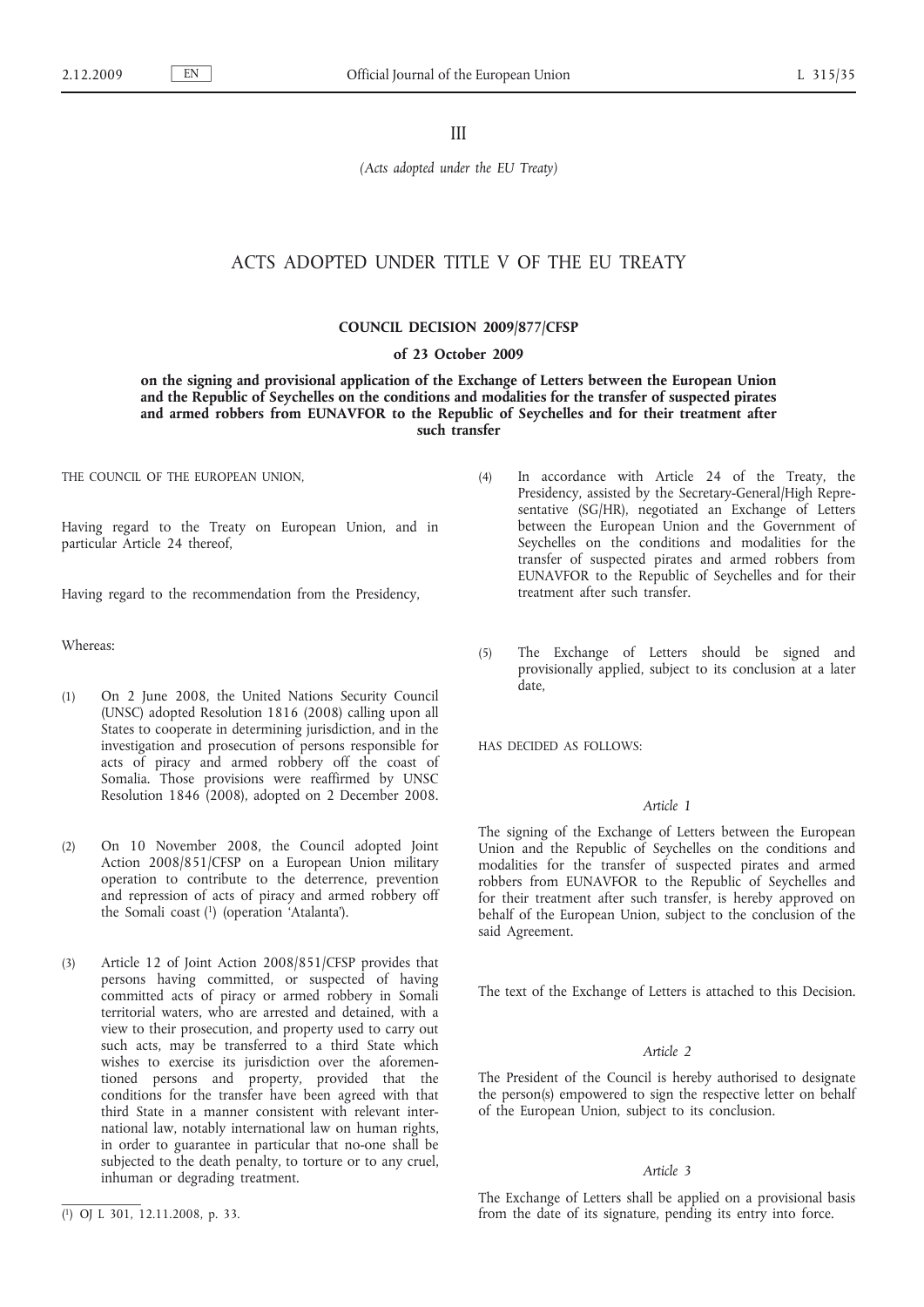III

*(Acts adopted under the EU Treaty)*

# ACTS ADOPTED UNDER TITLE V OF THE EU TREATY

## COUNCIL DECISION 2009/877/CFSP

### of 23 October 2009

### on the signing and provisional application of the Exchange of Letters between the European Union and the Republic of Seychelles on the conditions and modalities for the transfer of suspected pirates and armed robbers from EUNAVFOR to the Republic of Seychelles and for their treatment after such transfer

THE COUNCIL OF THE EUROPEAN UNION,

Having regard to the Treaty on European Union, and in particular Article 24 thereof,

Having regard to the recommendation from the Presidency,

Whereas:

(1) On 2 June 2008, the United Nations Security Council (UNSC) adopted Resolution 1816 (2008) calling upon all States to cooperate in determining jurisdiction, and in the investigation and prosecution of persons responsible for acts of piracy and armed robbery off the coast of Somalia. Those provisions were reaffirmed by UNSC Resolution 1846 (2008), adopted on 2 December 2008.

(2) On 10 November 2008, the Council adopted Joint Action 2008/851/CFSP on a European Union military operation to contribute to the deterrence, prevention and repression of acts of piracy and armed robbery off the Somali coast [1] (operation 'Atalanta').

(3) Article 12 of Joint Action 2008/851/CFSP provides that persons having committed, or suspected of having committed acts of piracy or armed robbery in Somali territorial waters, who are arrested and detained, with a view to their prosecution, and property used to carry out such acts, may be transferred to a third State which wishes to exercise its jurisdiction over the aforementioned persons and property, provided that the conditions for the transfer have been agreed with that third State in a manner consistent with relevant international law, notably international law on human rights, in order to guarantee in particular that no-one shall be subjected to the death penalty, to torture or to any cruel, inhuman or degrading treatment.

(4) In accordance with Article 24 of the Treaty, the Presidency, assisted by the Secretary-General/High Representative (SG/HR), negotiated an Exchange of Letters between the European Union and the Government of Seychelles on the conditions and modalities for the transfer of suspected pirates and armed robbers from EUNAVFOR to the Republic of Seychelles and for their treatment after such transfer.

(5) The Exchange of Letters should be signed and provisionally applied, subject to its conclusion at a later date,

HAS DECIDED AS FOLLOWS:

*Article 1*

The signing of the Exchange of Letters between the European Union and the Republic of Seychelles on the conditions and modalities for the transfer of suspected pirates and armed robbers from EUNAVFOR to the Republic of Seychelles and for their treatment after such transfer, is hereby approved on behalf of the European Union, subject to the conclusion of the said Agreement.

The text of the Exchange of Letters is attached to this Decision.

*Article 2*

The President of the Council is hereby authorised to designate the person(s) empowered to sign the respective letter on behalf of the European Union, subject to its conclusion.

*Article 3*

The Exchange of Letters shall be applied on a provisional basis from the date of its signature, pending its entry into force.

---

[1] OJ L 301, 12.11.2008, p. 33.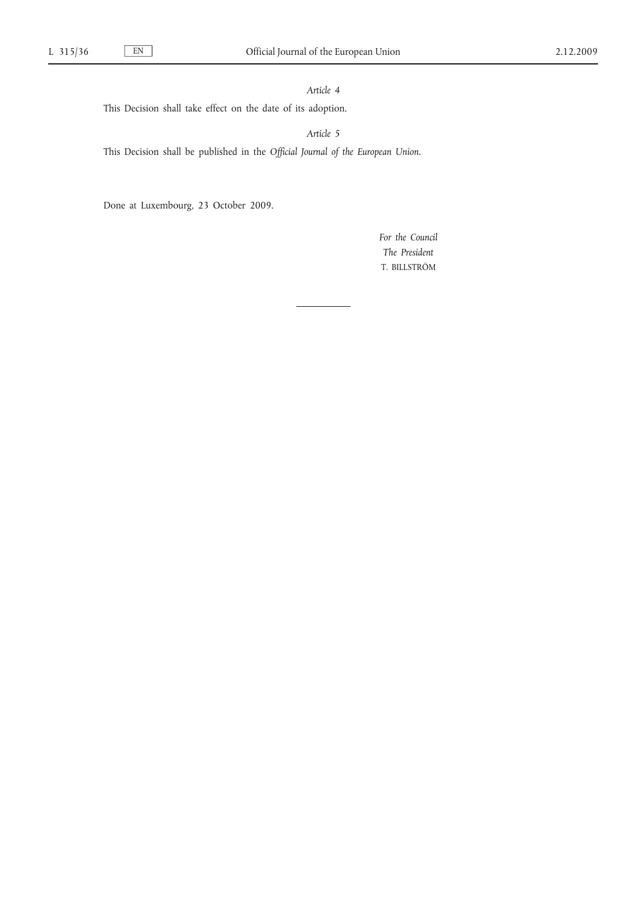*Article 4*

This Decision shall take effect on the date of its adoption.

*Article 5*

This Decision shall be published in the *Official Journal of the European Union*.

Done at Luxembourg, 23 October 2009.

*For the Council*

*The President*

T. BILLSTRÖM